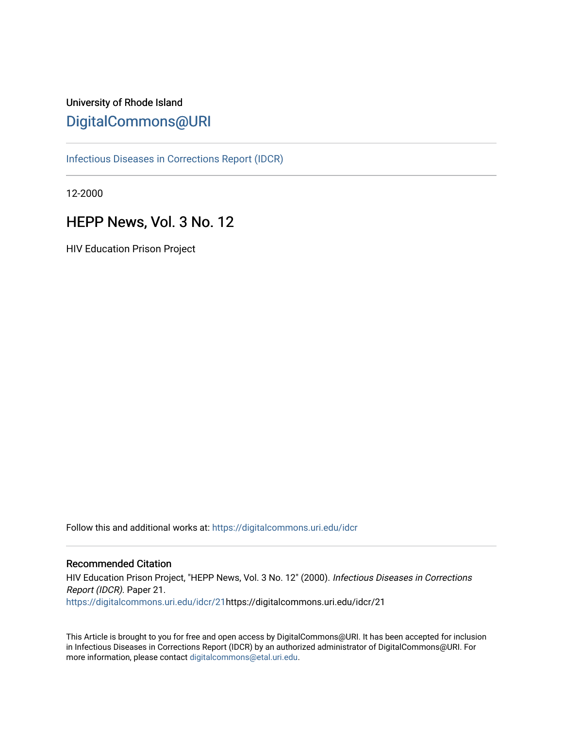University of Rhode Island

# DigitalCommons@URI

Infectious Diseases in Corrections Report (IDCR)

12-2000

## HEPP News, Vol. 3 No. 12

HIV Education Prison Project

Follow this and additional works at: https://digitalcommons.uri.edu/idcr

### Recommended Citation

HIV Education Prison Project, "HEPP News, Vol. 3 No. 12" (2000). *Infectious Diseases in Corrections Report (IDCR).* Paper 21.
https://digitalcommons.uri.edu/idcr/21https://digitalcommons.uri.edu/idcr/21

This Article is brought to you for free and open access by DigitalCommons@URI. It has been accepted for inclusion in Infectious Diseases in Corrections Report (IDCR) by an authorized administrator of DigitalCommons@URI. For more information, please contact digitalcommons@etal.uri.edu.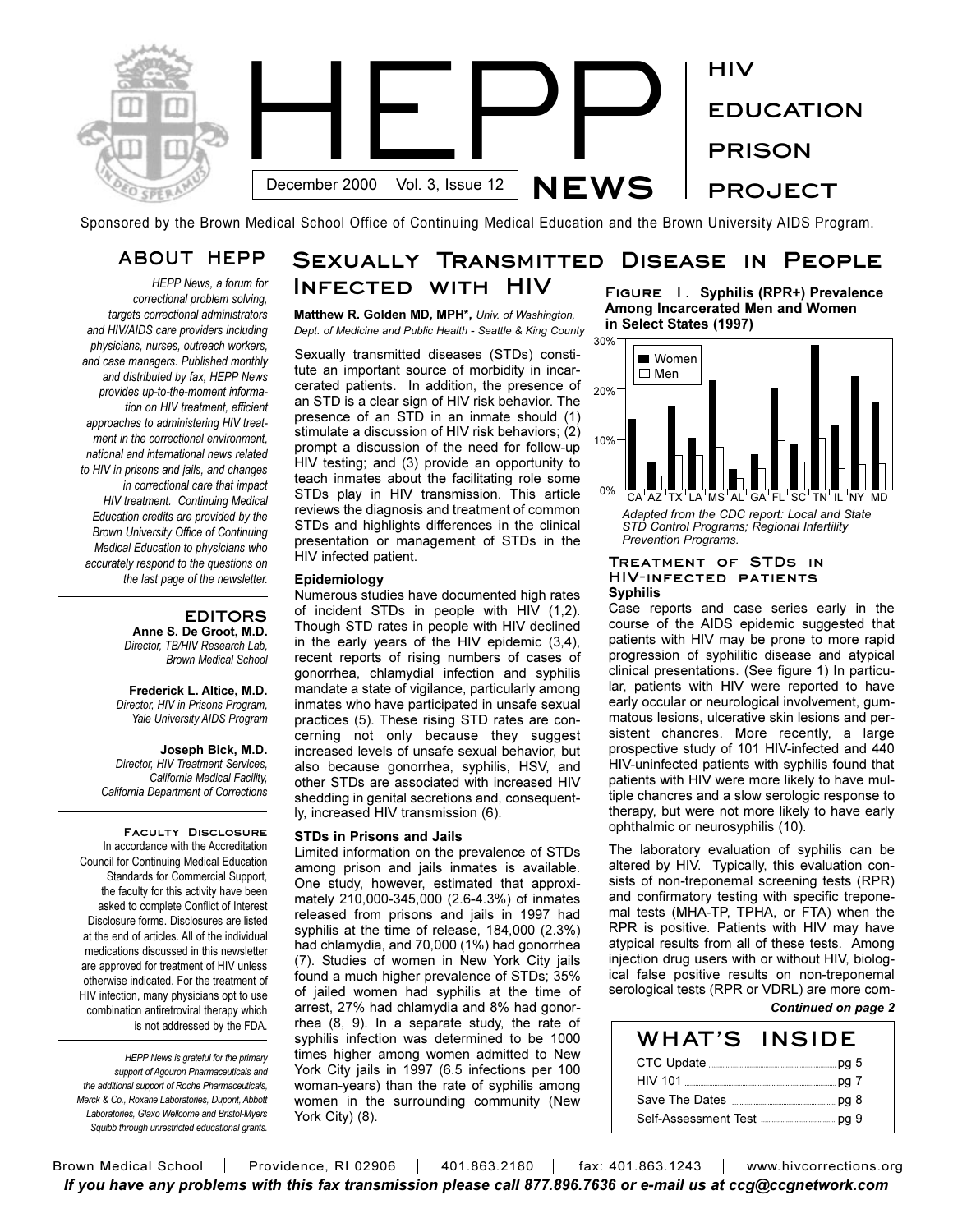# HEPP NEWS

**HIV EDUCATION PRISON PROJECT**

December 2000 Vol. 3, Issue 12

Sponsored by the Brown Medical School Office of Continuing Medical Education and the Brown University AIDS Program.

## ABOUT HEPP

*HEPP News, a forum for correctional problem solving, targets correctional administrators and HIV/AIDS care providers including physicians, nurses, outreach workers, and case managers. Published monthly and distributed by fax, HEPP News provides up-to-the-moment information on HIV treatment, efficient approaches to administering HIV treatment in the correctional environment, national and international news related to HIV in prisons and jails, and changes in correctional care that impact HIV treatment. Continuing Medical Education credits are provided by the Brown University Office of Continuing Medical Education to physicians who accurately respond to the questions on the last page of the newsletter.*

### EDITORS

**Anne S. De Groot, M.D.**
*Director, TB/HIV Research Lab, Brown Medical School*

**Frederick L. Altice, M.D.**
*Director, HIV in Prisons Program, Yale University AIDS Program*

**Joseph Bick, M.D.**
*Director, HIV Treatment Services, California Medical Facility, California Department of Corrections*

### Faculty Disclosure

In accordance with the Accreditation Council for Continuing Medical Education Standards for Commercial Support, the faculty for this activity have been asked to complete Conflict of Interest Disclosure forms. Disclosures are listed at the end of articles. All of the individual medications discussed in this newsletter are approved for treatment of HIV unless otherwise indicated. For the treatment of HIV infection, many physicians opt to use combination antiretroviral therapy which is not addressed by the FDA.

*HEPP News is grateful for the primary support of Agouron Pharmaceuticals and the additional support of Roche Pharmaceuticals, Merck & Co., Roxane Laboratories, Dupont, Abbott Laboratories, Glaxo Wellcome and Bristol-Myers Squibb through unrestricted educational grants.*

## Sexually Transmitted Disease in People Infected with HIV

**Matthew R. Golden MD, MPH\*,** *Univ. of Washington, Dept. of Medicine and Public Health - Seattle & King County*

Sexually transmitted diseases (STDs) constitute an important source of morbidity in incarcerated patients. In addition, the presence of an STD is a clear sign of HIV risk behavior. The presence of an STD in an inmate should (1) stimulate a discussion of HIV risk behaviors; (2) prompt a discussion of the need for follow-up HIV testing; and (3) provide an opportunity to teach inmates about the facilitating role some STDs play in HIV transmission. This article reviews the diagnosis and treatment of common STDs and highlights differences in the clinical presentation or management of STDs in the HIV infected patient.

### Epidemiology

Numerous studies have documented high rates of incident STDs in people with HIV (1,2). Though STD rates in people with HIV declined in the early years of the HIV epidemic (3,4), recent reports of rising numbers of cases of gonorrhea, chlamydial infection and syphilis mandate a state of vigilance, particularly among inmates who have participated in unsafe sexual practices (5). These rising STD rates are concerning not only because they suggest increased levels of unsafe sexual behavior, but also because gonorrhea, syphilis, HSV, and other STDs are associated with increased HIV shedding in genital secretions and, consequently, increased HIV transmission (6).

### STDs in Prisons and Jails

Limited information on the prevalence of STDs among prison and jails inmates is available. One study, however, estimated that approximately 210,000-345,000 (2.6-4.3%) of inmates released from prisons and jails in 1997 had syphilis at the time of release, 184,000 (2.3%) had chlamydia, and 70,000 (1%) had gonorrhea (7). Studies of women in New York City jails found a much higher prevalence of STDs; 35% of jailed women had syphilis at the time of arrest, 27% had chlamydia and 8% had gonorrhea (8, 9). In a separate study, the rate of syphilis infection was determined to be 1000 times higher among women admitted to New York City jails in 1997 (6.5 infections per 100 woman-years) than the rate of syphilis among women in the surrounding community (New York City) (8).

**Figure 1. Syphilis (RPR+) Prevalence Among Incarcerated Men and Women in Select States (1997)**

*Adapted from the CDC report: Local and State STD Control Programs; Regional Infertility Prevention Programs.*

### Treatment of STDs in HIV-infected patients

**Syphilis**

Case reports and case series early in the course of the AIDS epidemic suggested that patients with HIV may be prone to more rapid progression of syphilitic disease and atypical clinical presentations. (See figure 1) In particular, patients with HIV were reported to have early occular or neurological involvement, gummatous lesions, ulcerative skin lesions and persistent chancres. More recently, a large prospective study of 101 HIV-infected and 440 HIV-uninfected patients with syphilis found that patients with HIV were more likely to have multiple chancres and a slow serologic response to therapy, but were not more likely to have early ophthalmic or neurosyphilis (10).

The laboratory evaluation of syphilis can be altered by HIV. Typically, this evaluation consists of non-treponemal screening tests (RPR) and confirmatory testing with specific treponemal tests (MHA-TP, TPHA, or FTA) when the RPR is positive. Patients with HIV may have atypical results from all of these tests. Among injection drug users with or without HIV, biological false positive results on non-treponemal serological tests (RPR or VDRL) are more com-

*Continued on page 2*

### WHAT'S INSIDE

| | |
|---|---|
| CTC Update | pg 5 |
| HIV 101 | pg 7 |
| Save The Dates | pg 8 |
| Self-Assessment Test | pg 9 |

Brown Medical School | Providence, RI 02906 | 401.863.2180 | fax: 401.863.1243 | www.hivcorrections.org

*If you have any problems with this fax transmission please call 877.896.7636 or e-mail us at ccg@ccgnetwork.com*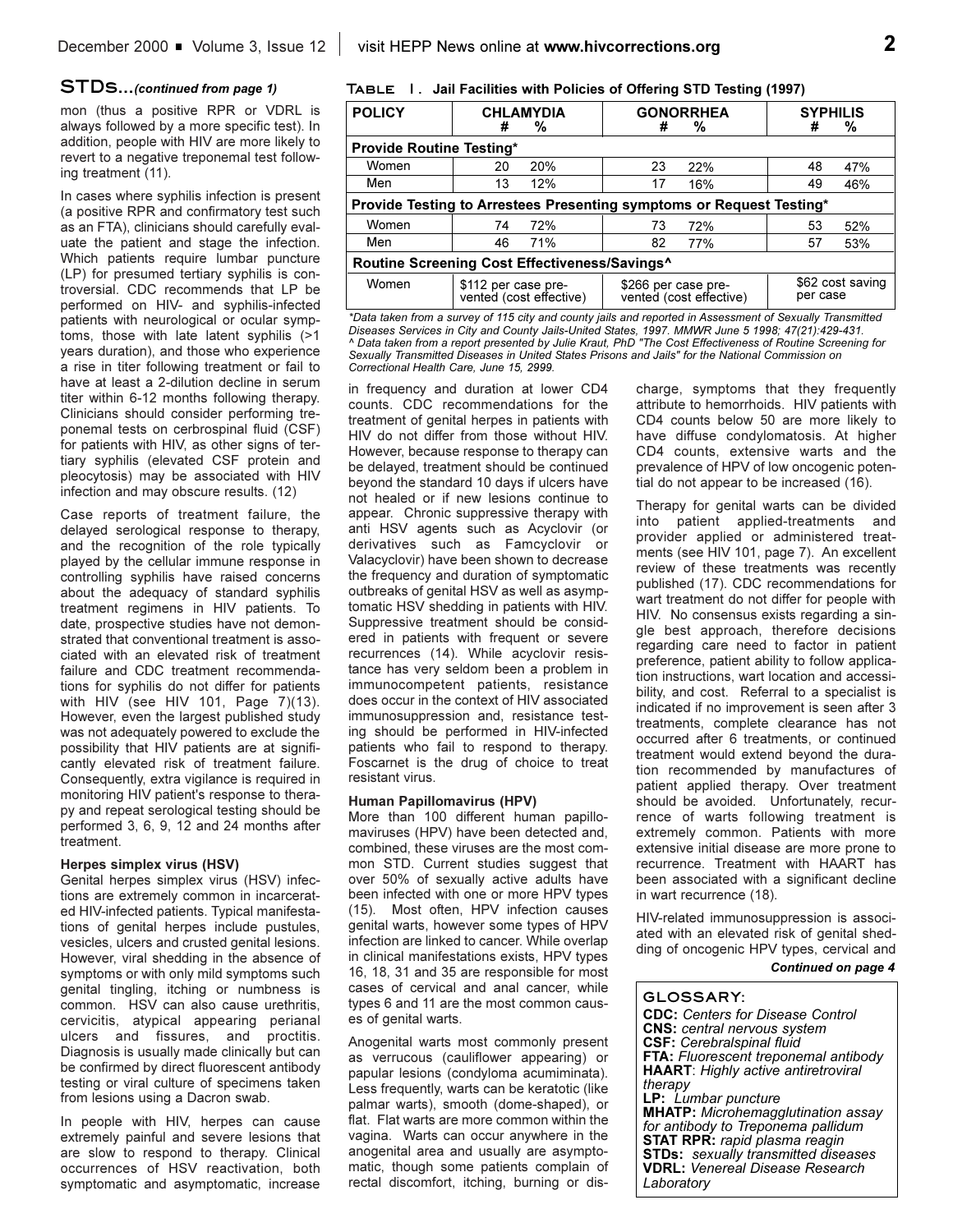## STDs...*(continued from page 1)*

mon (thus a positive RPR or VDRL is always followed by a more specific test). In addition, people with HIV are more likely to revert to a negative treponemal test following treatment (11).

In cases where syphilis infection is present (a positive RPR and confirmatory test such as an FTA), clinicians should carefully evaluate the patient and stage the infection. Which patients require lumbar puncture (LP) for presumed tertiary syphilis is controversial. CDC recommends that LP be performed on HIV- and syphilis-infected patients with neurological or ocular symptoms, those with late latent syphilis (>1 years duration), and those who experience a rise in titer following treatment or fail to have at least a 2-dilution decline in serum titer within 6-12 months following therapy. Clinicians should consider performing treponemal tests on cerebrospinal fluid (CSF) for patients with HIV, as other signs of tertiary syphilis (elevated CSF protein and pleocytosis) may be associated with HIV infection and may obscure results. (12)

Case reports of treatment failure, the delayed serological response to therapy, and the recognition of the role typically played by the cellular immune response in controlling syphilis have raised concerns about the adequacy of standard syphilis treatment regimens in HIV patients. To date, prospective studies have not demonstrated that conventional treatment is associated with an elevated risk of treatment failure and CDC treatment recommendations for syphilis do not differ for patients with HIV (see HIV 101, Page 7)(13). However, even the largest published study was not adequately powered to exclude the possibility that HIV patients are at significantly elevated risk of treatment failure. Consequently, extra vigilance is required in monitoring HIV patient's response to therapy and repeat serological testing should be performed 3, 6, 9, 12 and 24 months after treatment.

**Table 1. Jail Facilities with Policies of Offering STD Testing (1997)**

| POLICY | CHLAMYDIA # | CHLAMYDIA % | GONORRHEA # | GONORRHEA % | SYPHILIS # | SYPHILIS % |
|---|---|---|---|---|---|---|
| **Provide Routine Testing*** | | | | | | |
| Women | 20 | 20% | 23 | 22% | 48 | 47% |
| Men | 13 | 12% | 17 | 16% | 49 | 46% |
| **Provide Testing to Arrestees Presenting symptoms or Request Testing*** | | | | | | |
| Women | 74 | 72% | 73 | 72% | 53 | 52% |
| Men | 46 | 71% | 82 | 77% | 57 | 53% |
| **Routine Screening Cost Effectiveness/Savings^** | | | | | | |
| Women | $112 per case prevented (cost effective) | | $266 per case prevented (cost effective) | | $62 cost saving per case | |

*\*Data taken from a survey of 115 city and county jails and reported in Assessment of Sexually Transmitted Diseases Services in City and County Jails-United States, 1997. MMWR June 5 1998; 47(21):429-431.*
*^ Data taken from a report presented by Julie Kraut, PhD "The Cost Effectiveness of Routine Screening for Sexually Transmitted Diseases in United States Prisons and Jails" for the National Commission on Correctional Health Care, June 15, 2999.*

### Herpes simplex virus (HSV)

Genital herpes simplex virus (HSV) infections are extremely common in incarcerated HIV-infected patients. Typical manifestations of genital herpes include pustules, vesicles, ulcers and crusted genital lesions. However, viral shedding in the absence of symptoms or with only mild symptoms such genital tingling, itching or numbness is common. HSV can also cause urethritis, cervicitis, atypical appearing perianal ulcers and fissures, and proctitis. Diagnosis is usually made clinically but can be confirmed by direct fluorescent antibody testing or viral culture of specimens taken from lesions using a Dacron swab.

In people with HIV, herpes can cause extremely painful and severe lesions that are slow to respond to therapy. Clinical occurrences of HSV reactivation, both symptomatic and asymptomatic, increase in frequency and duration at lower CD4 counts. CDC recommendations for the treatment of genital herpes in patients with HIV do not differ from those without HIV. However, because response to therapy can be delayed, treatment should be continued beyond the standard 10 days if ulcers have not healed or if new lesions continue to appear. Chronic suppressive therapy with anti HSV agents such as Acyclovir (or derivatives such as Famcyclovir or Valacyclovir) have been shown to decrease the frequency and duration of symptomatic outbreaks of genital HSV as well as asymptomatic HSV shedding in patients with HIV. Suppressive treatment should be considered in patients with frequent or severe recurrences (14). While acyclovir resistance has very seldom been a problem in immunocompetent patients, resistance does occur in the context of HIV associated immunosuppression and, resistance testing should be performed in HIV-infected patients who fail to respond to therapy. Foscarnet is the drug of choice to treat resistant virus.

### Human Papillomavirus (HPV)

More than 100 different human papillomaviruses (HPV) have been detected and, combined, these viruses are the most common STD. Current studies suggest that over 50% of sexually active adults have been infected with one or more HPV types (15). Most often, HPV infection causes genital warts, however some types of HPV infection are linked to cancer. While overlap in clinical manifestations exists, HPV types 16, 18, 31 and 35 are responsible for most cases of cervical and anal cancer, while types 6 and 11 are the most common causes of genital warts.

Anogenital warts most commonly present as verrucous (cauliflower appearing) or papular lesions (condyloma acumiminata). Less frequently, warts can be keratotic (like palmar warts), smooth (dome-shaped), or flat. Flat warts are more common within the vagina. Warts can occur anywhere in the anogenital area and usually are asymptomatic, though some patients complain of rectal discomfort, itching, burning or discharge, symptoms that they frequently attribute to hemorrhoids. HIV patients with CD4 counts below 50 are more likely to have diffuse condylomatosis. At higher CD4 counts, extensive warts and the prevalence of HPV of low oncogenic potential do not appear to be increased (16).

Therapy for genital warts can be divided into patient applied-treatments and provider applied or administered treatments (see HIV 101, page 7). An excellent review of these treatments was recently published (17). CDC recommendations for wart treatment do not differ for people with HIV. No consensus exists regarding a single best approach, therefore decisions regarding care need to factor in patient preference, patient ability to follow application instructions, wart location and accessibility, and cost. Referral to a specialist is indicated if no improvement is seen after 3 treatments, complete clearance has not occurred after 6 treatments, or continued treatment would extend beyond the duration recommended by manufactures of patient applied therapy. Over treatment should be avoided. Unfortunately, recurrence of warts following treatment is extremely common. Patients with more extensive initial disease are more prone to recurrence. Treatment with HAART has been associated with a significant decline in wart recurrence (18).

HIV-related immunosuppression is associated with an elevated risk of genital shedding of oncogenic HPV types, cervical and

***Continued on page 4***

**GLOSSARY:**

**CDC:** *Centers for Disease Control*
**CNS:** *central nervous system*
**CSF:** *Cerebralspinal fluid*
**FTA:** *Fluorescent treponemal antibody*
**HAART**: *Highly active antiretroviral therapy*
**LP:** *Lumbar puncture*
**MHATP:** *Microhemagglutination assay for antibody to Treponema pallidum*
**STAT RPR:** *rapid plasma reagin*
**STDs:** *sexually transmitted diseases*
**VDRL:** *Venereal Disease Research Laboratory*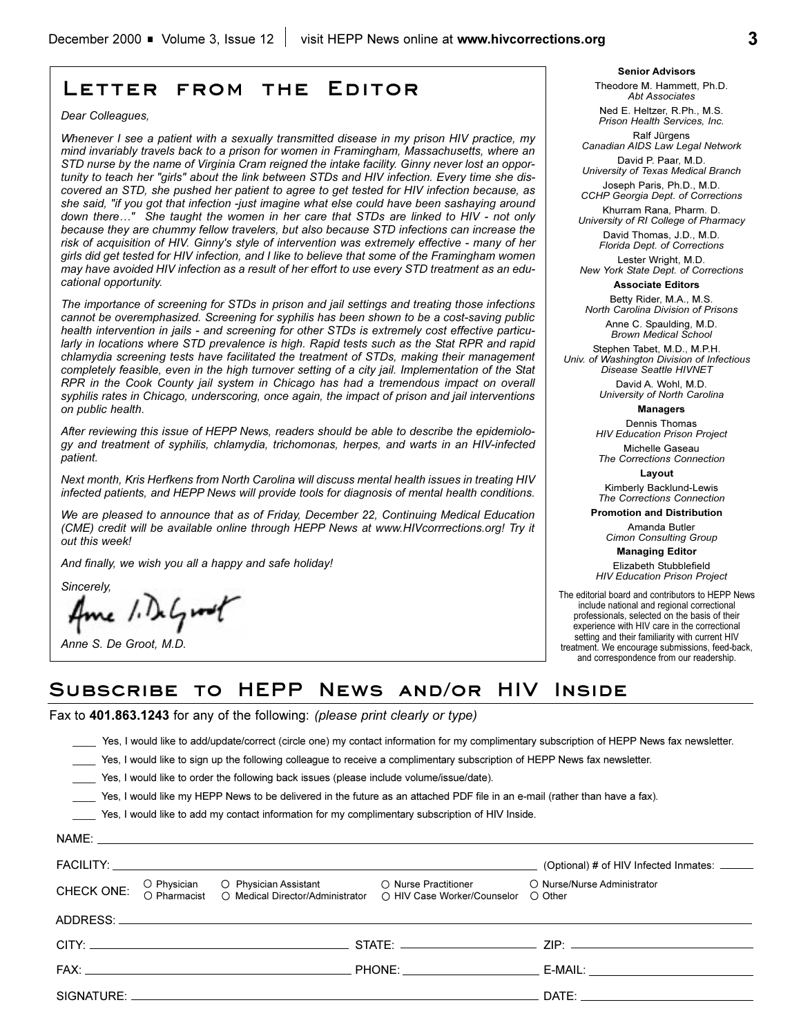# Letter from the Editor

*Dear Colleagues,*

*Whenever I see a patient with a sexually transmitted disease in my prison HIV practice, my mind invariably travels back to a prison for women in Framingham, Massachusetts, where an STD nurse by the name of Virginia Cram reigned the intake facility. Ginny never lost an opportunity to teach her "girls" about the link between STDs and HIV infection. Every time she discovered an STD, she pushed her patient to agree to get tested for HIV infection because, as she said, "if you got that infection -just imagine what else could have been sashaying around down there…" She taught the women in her care that STDs are linked to HIV - not only because they are chummy fellow travelers, but also because STD infections can increase the risk of acquisition of HIV. Ginny's style of intervention was extremely effective - many of her girls did get tested for HIV infection, and I like to believe that some of the Framingham women may have avoided HIV infection as a result of her effort to use every STD treatment as an educational opportunity.*

*The importance of screening for STDs in prison and jail settings and treating those infections cannot be overemphasized. Screening for syphilis has been shown to be a cost-saving public health intervention in jails - and screening for other STDs is extremely cost effective particularly in locations where STD prevalence is high. Rapid tests such as the Stat RPR and rapid chlamydia screening tests have facilitated the treatment of STDs, making their management completely feasible, even in the high turnover setting of a city jail. Implementation of the Stat RPR in the Cook County jail system in Chicago has had a tremendous impact on overall syphilis rates in Chicago, underscoring, once again, the impact of prison and jail interventions on public health.*

*After reviewing this issue of HEPP News, readers should be able to describe the epidemiology and treatment of syphilis, chlamydia, trichomonas, herpes, and warts in an HIV-infected patient.*

*Next month, Kris Herfkens from North Carolina will discuss mental health issues in treating HIV infected patients, and HEPP News will provide tools for diagnosis of mental health conditions.*

*We are pleased to announce that as of Friday, December 22, Continuing Medical Education (CME) credit will be available online through HEPP News at www.HIVcorrrections.org! Try it out this week!*

*And finally, we wish you all a happy and safe holiday!*

*Sincerely,*

*Anne S. De Groot, M.D.*

**Senior Advisors**

Theodore M. Hammett, Ph.D.
*Abt Associates*

Ned E. Heltzer, R.Ph., M.S.
*Prison Health Services, Inc.*

Ralf Jürgens
*Canadian AIDS Law Legal Network*

David P. Paar, M.D.
*University of Texas Medical Branch*

Joseph Paris, Ph.D., M.D.
*CCHP Georgia Dept. of Corrections*

Khurram Rana, Pharm. D.
*University of RI College of Pharmacy*

David Thomas, J.D., M.D.
*Florida Dept. of Corrections*

Lester Wright, M.D.
*New York State Dept. of Corrections*

**Associate Editors**

Betty Rider, M.A., M.S.
*North Carolina Division of Prisons*

Anne C. Spaulding, M.D.
*Brown Medical School*

Stephen Tabet, M.D., M.P.H.
*Univ. of Washington Division of Infectious Disease Seattle HIVNET*

David A. Wohl, M.D.
*University of North Carolina*

**Managers**

Dennis Thomas
*HIV Education Prison Project*

Michelle Gaseau
*The Corrections Connection*

**Layout**

Kimberly Backlund-Lewis
*The Corrections Connection*

**Promotion and Distribution**

Amanda Butler
*Cimon Consulting Group*

**Managing Editor**

Elizabeth Stubblefield
*HIV Education Prison Project*

The editorial board and contributors to HEPP News include national and regional correctional professionals, selected on the basis of their experience with HIV care in the correctional setting and their familiarity with current HIV treatment. We encourage submissions, feed-back, and correspondence from our readership.

# Subscribe to HEPP News and/or HIV Inside

Fax to **401.863.1243** for any of the following: *(please print clearly or type)*

____ Yes, I would like to add/update/correct (circle one) my contact information for my complimentary subscription of HEPP News fax newsletter.

____ Yes, I would like to sign up the following colleague to receive a complimentary subscription of HEPP News fax newsletter.

____ Yes, I would like to order the following back issues (please include volume/issue/date).

____ Yes, I would like my HEPP News to be delivered in the future as an attached PDF file in an e-mail (rather than have a fax).

____ Yes, I would like to add my contact information for my complimentary subscription of HIV Inside.

NAME: ______________________________

FACILITY: ______________________________ (Optional) # of HIV Infected Inmates: ______

CHECK ONE: ○ Physician ○ Physician Assistant ○ Nurse Practitioner ○ Nurse/Nurse Administrator ○ Pharmacist ○ Medical Director/Administrator ○ HIV Case Worker/Counselor ○ Other

ADDRESS: ______________________________

CITY: ______________ STATE: ______________ ZIP: ______________

FAX: ______________ PHONE: ______________ E-MAIL: ______________

SIGNATURE: ______________________________ DATE: ______________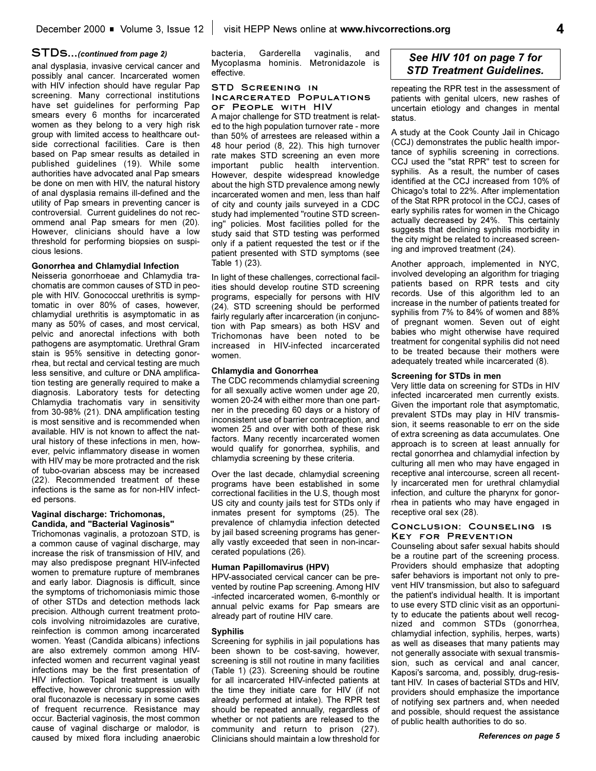## STDs...*(continued from page 2)*

anal dysplasia, invasive cervical cancer and possibly anal cancer. Incarcerated women with HIV infection should have regular Pap screening. Many correctional institutions have set guidelines for performing Pap smears every 6 months for incarcerated women as they belong to a very high risk group with limited access to healthcare outside correctional facilities. Care is then based on Pap smear results as detailed in published guidelines (19). While some authorities have advocated anal Pap smears be done on men with HIV, the natural history of anal dysplasia remains ill-defined and the utility of Pap smears in preventing cancer is controversial. Current guidelines do not recommend anal Pap smears for men (20). However, clinicians should have a low threshold for performing biopsies on suspicious lesions.

**Gonorrhea and Chlamydial Infection**

Neisseria gonorrhoeae and Chlamydia trachomatis are common causes of STD in people with HIV. Gonococcal urethritis is symptomatic in over 80% of cases, however, chlamydial urethritis is asymptomatic in as many as 50% of cases, and most cervical, pelvic and anorectal infections with both pathogens are asymptomatic. Urethral Gram stain is 95% sensitive in detecting gonorrhea, but rectal and cervical testing are much less sensitive, and culture or DNA amplification testing are generally required to make a diagnosis. Laboratory tests for detecting Chlamydia trachomatis vary in sensitivity from 30-98% (21). DNA amplification testing is most sensitive and is recommended when available. HIV is not known to affect the natural history of these infections in men, however, pelvic inflammatory disease in women with HIV may be more protracted and the risk of tubo-ovarian abscess may be increased (22). Recommended treatment of these infections is the same as for non-HIV infected persons.

**Vaginal discharge: Trichomonas, Candida, and "Bacterial Vaginosis"**

Trichomonas vaginalis, a protozoan STD, is a common cause of vaginal discharge, may increase the risk of transmission of HIV, and may also predispose pregnant HIV-infected women to premature rupture of membranes and early labor. Diagnosis is difficult, since the symptoms of trichomoniasis mimic those of other STDs and detection methods lack precision. Although current treatment protocols involving nitroimidazoles are curative, reinfection is common among incarcerated women. Yeast (Candida albicans) infections are also extremely common among HIV-infected women and recurrent vaginal yeast infections may be the first presentation of HIV infection. Topical treatment is usually effective, however chronic suppression with oral fluconazole is necessary in some cases of frequent recurrence. Resistance may occur. Bacterial vaginosis, the most common cause of vaginal discharge or malodor, is caused by mixed flora including anaerobic bacteria, Garderella vaginalis, and Mycoplasma hominis. Metronidazole is effective.

### STD Screening in Incarcerated Populations of People with HIV

A major challenge for STD treatment is related to the high population turnover rate - more than 50% of arrestees are released within a 48 hour period (8, 22). This high turnover rate makes STD screening an even more important public health intervention. However, despite widespread knowledge about the high STD prevalence among newly incarcerated women and men, less than half of city and county jails surveyed in a CDC study had implemented "routine STD screening" policies. Most facilities polled for the study said that STD testing was performed only if a patient requested the test or if the patient presented with STD symptoms (see Table 1) (23).

In light of these challenges, correctional facilities should develop routine STD screening programs, especially for persons with HIV (24). STD screening should be performed fairly regularly after incarceration (in conjunction with Pap smears) as both HSV and Trichomonas have been noted to be increased in HIV-infected incarcerated women.

**Chlamydia and Gonorrhea**

The CDC recommends chlamydial screening for all sexually active women under age 20, women 20-24 with either more than one partner in the preceding 60 days or a history of inconsistent use of barrier contraception, and women 25 and over with both of these risk factors. Many recently incarcerated women would qualify for gonorrhea, syphilis, and chlamydia screening by these criteria.

Over the last decade, chlamydial screening programs have been established in some correctional facilities in the U.S, though most US city and county jails test for STDs only if inmates present for symptoms (25). The prevalence of chlamydia infection detected by jail based screening programs has generally vastly exceeded that seen in non-incarcerated populations (26).

**Human Papillomavirus (HPV)**

HPV-associated cervical cancer can be prevented by routine Pap screening. Among HIV -infected incarcerated women, 6-monthly or annual pelvic exams for Pap smears are already part of routine HIV care.

**Syphilis**

Screening for syphilis in jail populations has been shown to be cost-saving, however, screening is still not routine in many facilities (Table 1) (23). Screening should be routine for all incarcerated HIV-infected patients at the time they initiate care for HIV (if not already performed at intake). The RPR test should be repeated annually, regardless of whether or not patients are released to the community and return to prison (27). Clinicians should maintain a low threshold for repeating the RPR test in the assessment of patients with genital ulcers, new rashes of uncertain etiology and changes in mental status.

*See HIV 101 on page 7 for STD Treatment Guidelines.*

A study at the Cook County Jail in Chicago (CCJ) demonstrates the public health importance of syphilis screening in corrections. CCJ used the "stat RPR" test to screen for syphilis. As a result, the number of cases identified at the CCJ increased from 10% of Chicago's total to 22%. After implementation of the Stat RPR protocol in the CCJ, cases of early syphilis rates for women in the Chicago actually decreased by 24%. This certainly suggests that declining syphilis morbidity in the city might be related to increased screening and improved treatment (24).

Another approach, implemented in NYC, involved developing an algorithm for triaging patients based on RPR tests and city records. Use of this algorithm led to an increase in the number of patients treated for syphilis from 7% to 84% of women and 88% of pregnant women. Seven out of eight babies who might otherwise have required treatment for congenital syphilis did not need to be treated because their mothers were adequately treated while incarcerated (8).

**Screening for STDs in men**

Very little data on screening for STDs in HIV infected incarcerated men currently exists. Given the important role that asymptomatic, prevalent STDs may play in HIV transmission, it seems reasonable to err on the side of extra screening as data accumulates. One approach is to screen at least annually for rectal gonorrhea and chlamydial infection by culturing all men who may have engaged in receptive anal intercourse, screen all recently incarcerated men for urethral chlamydial infection, and culture the pharynx for gonorrhea in patients who may have engaged in receptive oral sex (28).

### Conclusion: Counseling is Key for Prevention

Counseling about safer sexual habits should be a routine part of the screening process. Providers should emphasize that adopting safer behaviors is important not only to prevent HIV transmission, but also to safeguard the patient's individual health. It is important to use every STD clinic visit as an opportunity to educate the patients about well recognized and common STDs (gonorrhea, chlamydial infection, syphilis, herpes, warts) as well as diseases that many patients may not generally associate with sexual transmission, such as cervical and anal cancer, Kaposi's sarcoma, and, possibly, drug-resistant HIV. In cases of bacterial STDs and HIV, providers should emphasize the importance of notifying sex partners and, when needed and possible, should request the assistance of public health authorities to do so.

*References on page 5*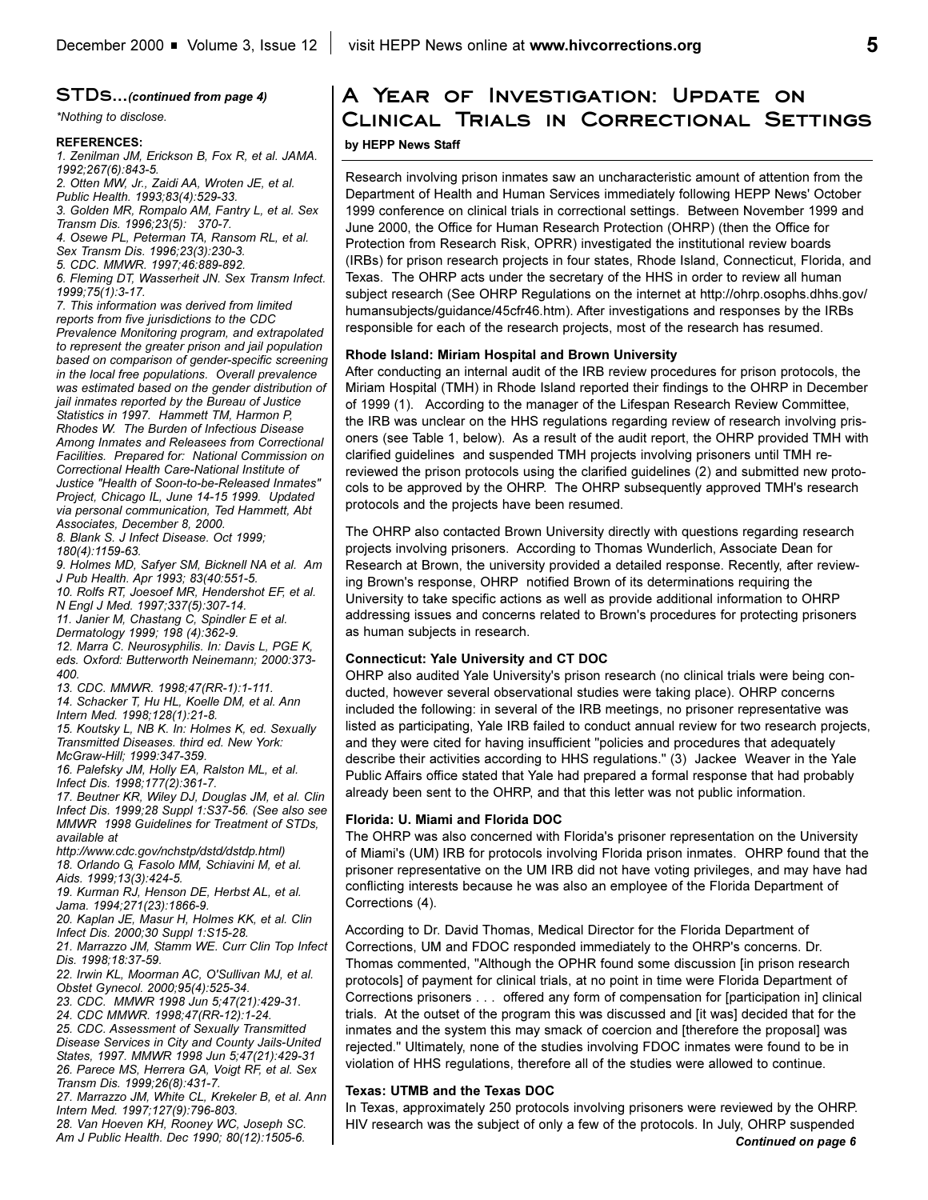## STDs...*(continued from page 4)*

*\*Nothing to disclose.*

**REFERENCES:**

*1. Zenilman JM, Erickson B, Fox R, et al. JAMA. 1992;267(6):843-5.*
*2. Otten MW, Jr., Zaidi AA, Wroten JE, et al. Public Health. 1993;83(4):529-33.*
*3. Golden MR, Rompalo AM, Fantry L, et al. Sex Transm Dis. 1996;23(5): 370-7.*
*4. Osewe PL, Peterman TA, Ransom RL, et al. Sex Transm Dis. 1996;23(3):230-3.*
*5. CDC. MMWR. 1997;46:889-892.*
*6. Fleming DT, Wasserheit JN. Sex Transm Infect. 1999;75(1):3-17.*
*7. This information was derived from limited reports from five jurisdictions to the CDC Prevalence Monitoring program, and extrapolated to represent the greater prison and jail population based on comparison of gender-specific screening in the local free populations. Overall prevalence was estimated based on the gender distribution of jail inmates reported by the Bureau of Justice Statistics in 1997. Hammett TM, Harmon P, Rhodes W. The Burden of Infectious Disease Among Inmates and Releasees from Correctional Facilities. Prepared for: National Commission on Correctional Health Care-National Institute of Justice "Health of Soon-to-be-Released Inmates" Project, Chicago IL, June 14-15 1999. Updated via personal communication, Ted Hammett, Abt Associates, December 8, 2000.*
*8. Blank S. J Infect Disease. Oct 1999; 180(4):1159-63.*
*9. Holmes MD, Safyer SM, Bicknell NA et al. Am J Pub Health. Apr 1993; 83(40:551-5.*
*10. Rolfs RT, Joesoef MR, Hendershot EF, et al. N Engl J Med. 1997;337(5):307-14.*
*11. Janier M, Chastang C, Spindler E et al. Dermatology 1999; 198 (4):362-9.*
*12. Marra C. Neurosyphilis. In: Davis L, PGE K, eds. Oxford: Butterworth Neinemann; 2000:373-400.*
*13. CDC. MMWR. 1998;47(RR-1):1-111.*
*14. Schacker T, Hu HL, Koelle DM, et al. Ann Intern Med. 1998;128(1):21-8.*
*15. Koutsky L, NB K. In: Holmes K, ed. Sexually Transmitted Diseases. third ed. New York: McGraw-Hill; 1999:347-359.*
*16. Palefsky JM, Holly EA, Ralston ML, et al. Infect Dis. 1998;177(2):361-7.*
*17. Beutner KR, Wiley DJ, Douglas JM, et al. Clin Infect Dis. 1999;28 Suppl 1:S37-56. (See also see MMWR 1998 Guidelines for Treatment of STDs, available at http://www.cdc.gov/nchstp/dstd/dstdp.html)*
*18. Orlando G, Fasolo MM, Schiavini M, et al. Aids. 1999;13(3):424-5.*
*19. Kurman RJ, Henson DE, Herbst AL, et al. Jama. 1994;271(23):1866-9.*
*20. Kaplan JE, Masur H, Holmes KK, et al. Clin Infect Dis. 2000;30 Suppl 1:S15-28.*
*21. Marrazzo JM, Stamm WE. Curr Clin Top Infect Dis. 1998;18:37-59.*
*22. Irwin KL, Moorman AC, O'Sullivan MJ, et al. Obstet Gynecol. 2000;95(4):525-34.*
*23. CDC. MMWR 1998 Jun 5;47(21):429-31.*
*24. CDC MMWR. 1998;47(RR-12):1-24.*
*25. CDC. Assessment of Sexually Transmitted Disease Services in City and County Jails-United States, 1997. MMWR 1998 Jun 5;47(21):429-31*
*26. Parece MS, Herrera GA, Voigt RF, et al. Sex Transm Dis. 1999;26(8):431-7.*
*27. Marrazzo JM, White CL, Krekeler B, et al. Ann Intern Med. 1997;127(9):796-803.*
*28. Van Hoeven KH, Rooney WC, Joseph SC. Am J Public Health. Dec 1990; 80(12):1505-6.*

## A Year of Investigation: Update on Clinical Trials in Correctional Settings

**by HEPP News Staff**

Research involving prison inmates saw an uncharacteristic amount of attention from the Department of Health and Human Services immediately following HEPP News' October 1999 conference on clinical trials in correctional settings. Between November 1999 and June 2000, the Office for Human Research Protection (OHRP) (then the Office for Protection from Research Risk, OPRR) investigated the institutional review boards (IRBs) for prison research projects in four states, Rhode Island, Connecticut, Florida, and Texas. The OHRP acts under the secretary of the HHS in order to review all human subject research (See OHRP Regulations on the internet at http://ohrp.osophs.dhhs.gov/humansubjects/guidance/45cfr46.htm). After investigations and responses by the IRBs responsible for each of the research projects, most of the research has resumed.

### Rhode Island: Miriam Hospital and Brown University

After conducting an internal audit of the IRB review procedures for prison protocols, the Miriam Hospital (TMH) in Rhode Island reported their findings to the OHRP in December of 1999 (1). According to the manager of the Lifespan Research Review Committee, the IRB was unclear on the HHS regulations regarding review of research involving prisoners (see Table 1, below). As a result of the audit report, the OHRP provided TMH with clarified guidelines and suspended TMH projects involving prisoners until TMH re-reviewed the prison protocols using the clarified guidelines (2) and submitted new protocols to be approved by the OHRP. The OHRP subsequently approved TMH's research protocols and the projects have been resumed.

The OHRP also contacted Brown University directly with questions regarding research projects involving prisoners. According to Thomas Wunderlich, Associate Dean for Research at Brown, the university provided a detailed response. Recently, after reviewing Brown's response, OHRP notified Brown of its determinations requiring the University to take specific actions as well as provide additional information to OHRP addressing issues and concerns related to Brown's procedures for protecting prisoners as human subjects in research.

### Connecticut: Yale University and CT DOC

OHRP also audited Yale University's prison research (no clinical trials were being conducted, however several observational studies were taking place). OHRP concerns included the following: in several of the IRB meetings, no prisoner representative was listed as participating, Yale IRB failed to conduct annual review for two research projects, and they were cited for having insufficient "policies and procedures that adequately describe their activities according to HHS regulations." (3) Jackee Weaver in the Yale Public Affairs office stated that Yale had prepared a formal response that had probably already been sent to the OHRP, and that this letter was not public information.

### Florida: U. Miami and Florida DOC

The OHRP was also concerned with Florida's prisoner representation on the University of Miami's (UM) IRB for protocols involving Florida prison inmates. OHRP found that the prisoner representative on the UM IRB did not have voting privileges, and may have had conflicting interests because he was also an employee of the Florida Department of Corrections (4).

According to Dr. David Thomas, Medical Director for the Florida Department of Corrections, UM and FDOC responded immediately to the OHRP's concerns. Dr. Thomas commented, "Although the OPHR found some discussion [in prison research protocols] of payment for clinical trials, at no point in time were Florida Department of Corrections prisoners . . . offered any form of compensation for [participation in] clinical trials. At the outset of the program this was discussed and [it was] decided that for the inmates and the system this may smack of coercion and [therefore the proposal] was rejected." Ultimately, none of the studies involving FDOC inmates were found to be in violation of HHS regulations, therefore all of the studies were allowed to continue.

### Texas: UTMB and the Texas DOC

In Texas, approximately 250 protocols involving prisoners were reviewed by the OHRP. HIV research was the subject of only a few of the protocols. In July, OHRP suspended

***Continued on page 6***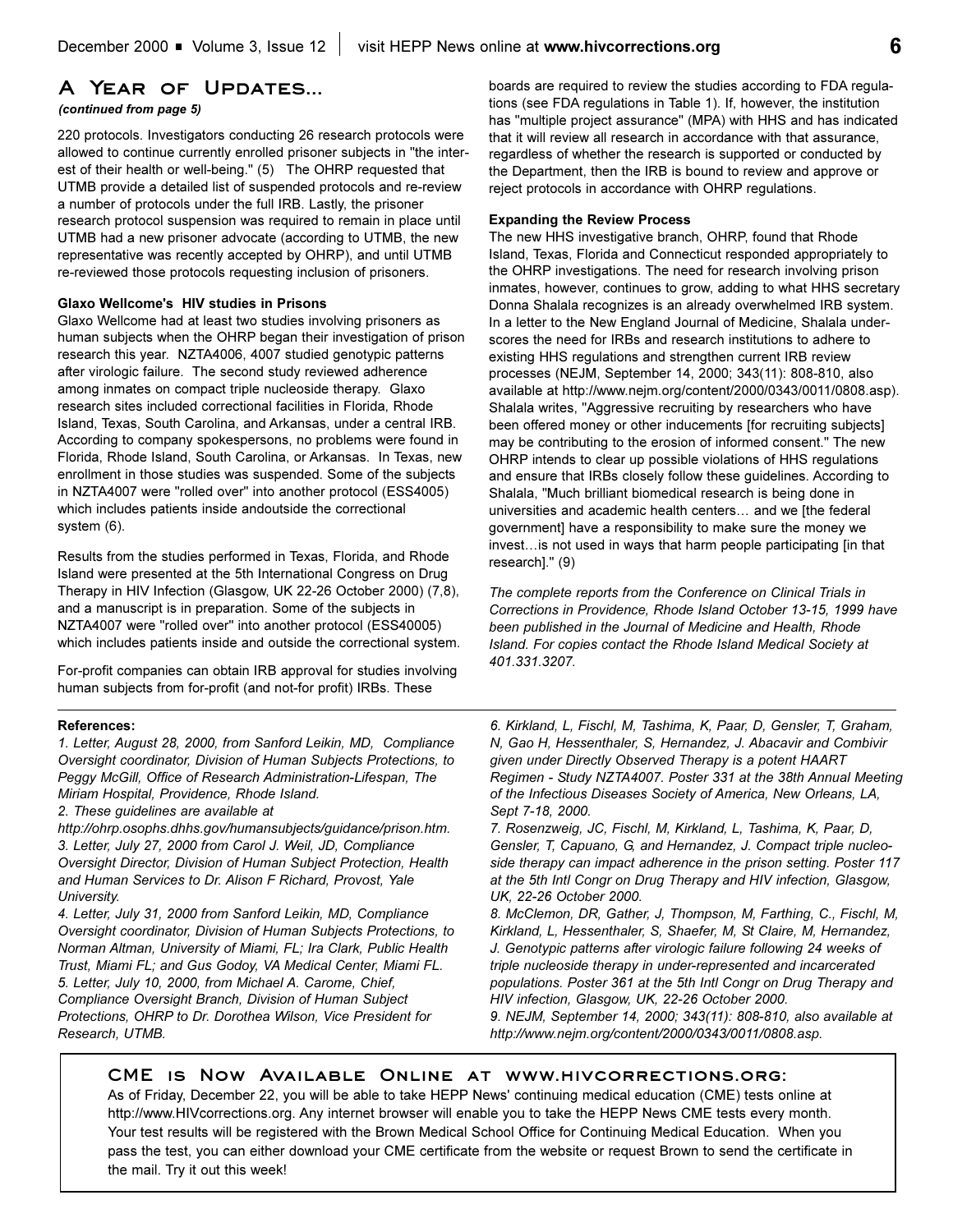## A Year of Updates...

*(continued from page 5)*

220 protocols. Investigators conducting 26 research protocols were allowed to continue currently enrolled prisoner subjects in "the interest of their health or well-being." (5) The OHRP requested that UTMB provide a detailed list of suspended protocols and re-review a number of protocols under the full IRB. Lastly, the prisoner research protocol suspension was required to remain in place until UTMB had a new prisoner advocate (according to UTMB, the new representative was recently accepted by OHRP), and until UTMB re-reviewed those protocols requesting inclusion of prisoners.

**Glaxo Wellcome's HIV studies in Prisons**

Glaxo Wellcome had at least two studies involving prisoners as human subjects when the OHRP began their investigation of prison research this year. NZTA4006, 4007 studied genotypic patterns after virologic failure. The second study reviewed adherence among inmates on compact triple nucleoside therapy. Glaxo research sites included correctional facilities in Florida, Rhode Island, Texas, South Carolina, and Arkansas, under a central IRB. According to company spokespersons, no problems were found in Florida, Rhode Island, South Carolina, or Arkansas. In Texas, new enrollment in those studies was suspended. Some of the subjects in NZTA4007 were "rolled over" into another protocol (ESS4005) which includes patients inside andoutside the correctional system (6).

Results from the studies performed in Texas, Florida, and Rhode Island were presented at the 5th International Congress on Drug Therapy in HIV Infection (Glasgow, UK 22-26 October 2000) (7,8), and a manuscript is in preparation. Some of the subjects in NZTA4007 were "rolled over" into another protocol (ESS40005) which includes patients inside and outside the correctional system.

For-profit companies can obtain IRB approval for studies involving human subjects from for-profit (and not-for profit) IRBs. These boards are required to review the studies according to FDA regulations (see FDA regulations in Table 1). If, however, the institution has "multiple project assurance" (MPA) with HHS and has indicated that it will review all research in accordance with that assurance, regardless of whether the research is supported or conducted by the Department, then the IRB is bound to review and approve or reject protocols in accordance with OHRP regulations.

**Expanding the Review Process**

The new HHS investigative branch, OHRP, found that Rhode Island, Texas, Florida and Connecticut responded appropriately to the OHRP investigations. The need for research involving prison inmates, however, continues to grow, adding to what HHS secretary Donna Shalala recognizes is an already overwhelmed IRB system. In a letter to the New England Journal of Medicine, Shalala underscores the need for IRBs and research institutions to adhere to existing HHS regulations and strengthen current IRB review processes (NEJM, September 14, 2000; 343(11): 808-810, also available at http://www.nejm.org/content/2000/0343/0011/0808.asp). Shalala writes, "Aggressive recruiting by researchers who have been offered money or other inducements [for recruiting subjects] may be contributing to the erosion of informed consent." The new OHRP intends to clear up possible violations of HHS regulations and ensure that IRBs closely follow these guidelines. According to Shalala, "Much brilliant biomedical research is being done in universities and academic health centers… and we [the federal government] have a responsibility to make sure the money we invest…is not used in ways that harm people participating [in that research]." (9)

*The complete reports from the Conference on Clinical Trials in Corrections in Providence, Rhode Island October 13-15, 1999 have been published in the Journal of Medicine and Health, Rhode Island. For copies contact the Rhode Island Medical Society at 401.331.3207.*

**References:**

*1. Letter, August 28, 2000, from Sanford Leikin, MD, Compliance Oversight coordinator, Division of Human Subjects Protections, to Peggy McGill, Office of Research Administration-Lifespan, The Miriam Hospital, Providence, Rhode Island.*

*2. These guidelines are available at http://ohrp.osophs.dhhs.gov/humansubjects/guidance/prison.htm.*

*3. Letter, July 27, 2000 from Carol J. Weil, JD, Compliance Oversight Director, Division of Human Subject Protection, Health and Human Services to Dr. Alison F Richard, Provost, Yale University.*

*4. Letter, July 31, 2000 from Sanford Leikin, MD, Compliance Oversight coordinator, Division of Human Subjects Protections, to Norman Altman, University of Miami, FL; Ira Clark, Public Health Trust, Miami FL; and Gus Godoy, VA Medical Center, Miami FL.*

*5. Letter, July 10, 2000, from Michael A. Carome, Chief, Compliance Oversight Branch, Division of Human Subject Protections, OHRP to Dr. Dorothea Wilson, Vice President for Research, UTMB.*

*6. Kirkland, L, Fischl, M, Tashima, K, Paar, D, Gensler, T, Graham, N, Gao H, Hessenthaler, S, Hernandez, J. Abacavir and Combivir given under Directly Observed Therapy is a potent HAART Regimen - Study NZTA4007. Poster 331 at the 38th Annual Meeting of the Infectious Diseases Society of America, New Orleans, LA, Sept 7-18, 2000.*

*7. Rosenzweig, JC, Fischl, M, Kirkland, L, Tashima, K, Paar, D, Gensler, T, Capuano, G, and Hernandez, J. Compact triple nucleoside therapy can impact adherence in the prison setting. Poster 117 at the 5th Intl Congr on Drug Therapy and HIV infection, Glasgow, UK, 22-26 October 2000.*

*8. McClemon, DR, Gather, J, Thompson, M, Farthing, C., Fischl, M, Kirkland, L, Hessenthaler, S, Shaefer, M, St Claire, M, Hernandez, J. Genotypic patterns after virologic failure following 24 weeks of triple nucleoside therapy in under-represented and incarcerated populations. Poster 361 at the 5th Intl Congr on Drug Therapy and HIV infection, Glasgow, UK, 22-26 October 2000.*

*9. NEJM, September 14, 2000; 343(11): 808-810, also available at http://www.nejm.org/content/2000/0343/0011/0808.asp.*

## CME is Now Available Online at www.hivcorrections.org:

As of Friday, December 22, you will be able to take HEPP News' continuing medical education (CME) tests online at http://www.HIVcorrections.org. Any internet browser will enable you to take the HEPP News CME tests every month. Your test results will be registered with the Brown Medical School Office for Continuing Medical Education. When you pass the test, you can either download your CME certificate from the website or request Brown to send the certificate in the mail. Try it out this week!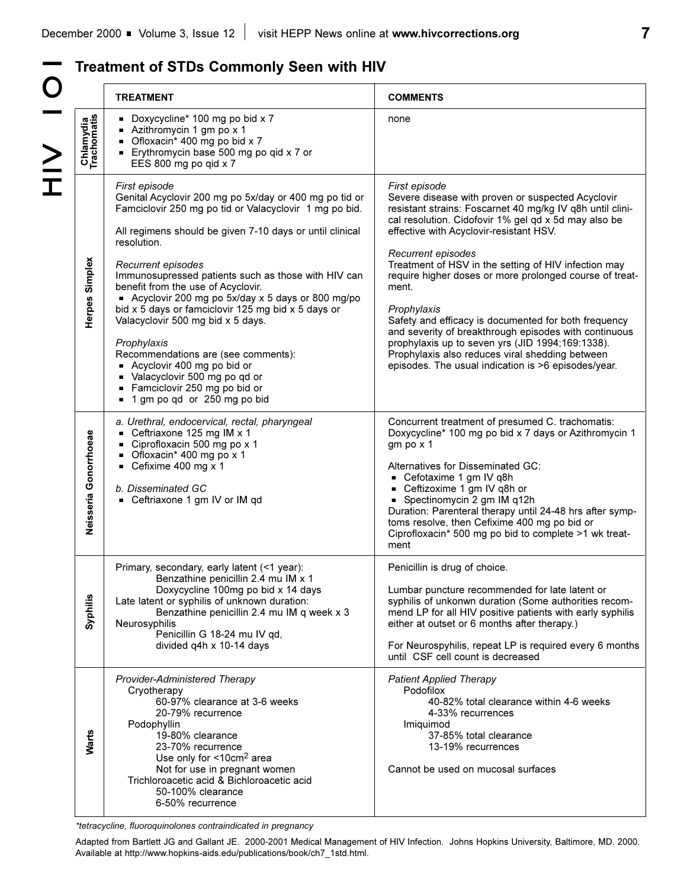## Treatment of STDs Commonly Seen with HIV

| | TREATMENT | COMMENTS |
|---|---|---|
| **Chlamydia Trachomatis** | ■ Doxycycline* 100 mg po bid x 7<br>■ Azithromycin 1 gm po x 1<br>■ Ofloxacin* 400 mg po bid x 7<br>■ Erythromycin base 500 mg po qid x 7 or EES 800 mg po qid x 7 | none |
| **Herpes Simplex** | *First episode*<br>Genital Acyclovir 200 mg po 5x/day or 400 mg po tid or Famciclovir 250 mg po tid or Valacyclovir 1 mg po bid.<br><br>All regimens should be given 7-10 days or until clinical resolution.<br><br>*Recurrent episodes*<br>Immunosupressed patients such as those with HIV can benefit from the use of Acyclovir.<br>■ Acyclovir 200 mg po 5x/day x 5 days or 800 mg/po bid x 5 days or famciclovir 125 mg bid x 5 days or Valacyclovir 500 mg bid x 5 days.<br><br>*Prophylaxis*<br>Recommendations are (see comments):<br>■ Acyclovir 400 mg po bid or<br>■ Valacyclovir 500 mg po qd or<br>■ Famciclovir 250 mg po bid or<br>■ 1 gm po qd or 250 mg po bid | *First episode*<br>Severe disease with proven or suspected Acyclovir resistant strains: Foscarnet 40 mg/kg IV q8h until clinical resolution. Cidofovir 1% gel qd x 5d may also be effective with Acyclovir-resistant HSV.<br><br>*Recurrent episodes*<br>Treatment of HSV in the setting of HIV infection may require higher doses or more prolonged course of treatment.<br><br>*Prophylaxis*<br>Safety and efficacy is documented for both frequency and severity of breakthrough episodes with continuous prophylaxis up to seven yrs (JID 1994;169:1338). Prophylaxis also reduces viral shedding between episodes. The usual indication is >6 episodes/year. |
| **Neisseria Gonorrhoeae** | *a. Urethral, endocervical, rectal, pharyngeal*<br>■ Ceftriaxone 125 mg IM x 1<br>■ Ciprofloxacin 500 mg po x 1<br>■ Ofloxacin* 400 mg po x 1<br>■ Cefixime 400 mg x 1<br><br>*b. Disseminated GC*<br>■ Ceftriaxone 1 gm IV or IM qd | Concurrent treatment of presumed C. trachomatis: Doxycycline* 100 mg po bid x 7 days or Azithromycin 1 gm po x 1<br><br>Alternatives for Disseminated GC:<br>■ Cefotaxime 1 gm IV q8h<br>■ Ceftizoxime 1 gm IV q8h or<br>■ Spectinomycin 2 gm IM q12h<br>Duration: Parenteral therapy until 24-48 hrs after symptoms resolve, then Cefixime 400 mg po bid or Ciprofloxacin* 500 mg po bid to complete >1 wk treatment |
| **Syphilis** | Primary, secondary, early latent (<1 year):<br>Benzathine penicillin 2.4 mu IM x 1<br>Doxycycline 100mg po bid x 14 days<br>Late latent or syphilis of unknown duration:<br>Benzathine penicillin 2.4 mu IM q week x 3<br>Neurosyphilis<br>Penicillin G 18-24 mu IV qd, divided q4h x 10-14 days | Penicillin is drug of choice.<br><br>Lumbar puncture recommended for late latent or syphilis of unkonwn duration (Some authorities recommend LP for all HIV positive patients with early syphilis either at outset or 6 months after therapy.)<br><br>For Neurospyhilis, repeat LP is required every 6 months until CSF cell count is decreased |
| **Warts** | *Provider-Administered Therapy*<br>Cryotherapy<br>60-97% clearance at 3-6 weeks<br>20-79% recurrence<br>Podophyllin<br>19-80% clearance<br>23-70% recurrence<br>Use only for <10cm$^2$ area<br>Not for use in pregnant women<br>Trichloroacetic acid & Bichloroacetic acid<br>50-100% clearance<br>6-50% recurrence | *Patient Applied Therapy*<br>Podofilox<br>40-82% total clearance within 4-6 weeks<br>4-33% recurrences<br>Imiquimod<br>37-85% total clearance<br>13-19% recurrences<br><br>Cannot be used on mucosal surfaces |

*\*tetracycline, fluoroquinolones contraindicated in pregnancy*

Adapted from Bartlett JG and Gallant JE. 2000-2001 Medical Management of HIV Infection. Johns Hopkins University, Baltimore, MD. 2000. Available at http://www.hopkins-aids.edu/publications/book/ch7_1std.html.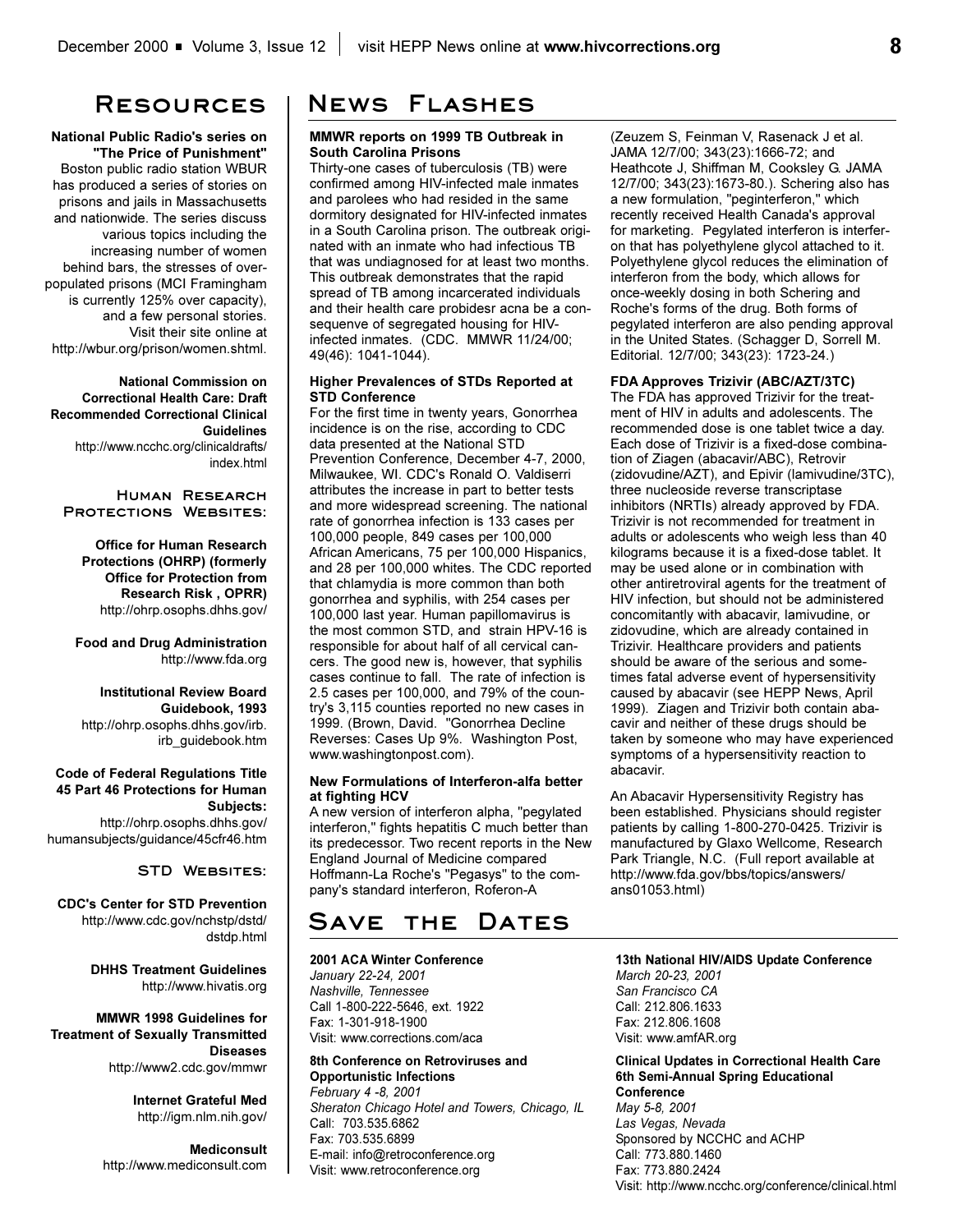## Resources

**National Public Radio's series on "The Price of Punishment"**
Boston public radio station WBUR has produced a series of stories on prisons and jails in Massachusetts and nationwide. The series discuss various topics including the increasing number of women behind bars, the stresses of over-populated prisons (MCI Framingham is currently 125% over capacity), and a few personal stories. Visit their site online at http://wbur.org/prison/women.shtml.

**National Commission on Correctional Health Care: Draft Recommended Correctional Clinical Guidelines**
http://www.ncchc.org/clinicaldrafts/index.html

### Human Research Protections Websites:

**Office for Human Research Protections (OHRP) (formerly Office for Protection from Research Risk , OPRR)**
http://ohrp.osophs.dhhs.gov/

**Food and Drug Administration**
http://www.fda.org

**Institutional Review Board Guidebook, 1993**
http://ohrp.osophs.dhhs.gov/irb.irb_guidebook.htm

**Code of Federal Regulations Title 45 Part 46 Protections for Human Subjects:**
http://ohrp.osophs.dhhs.gov/humansubjects/guidance/45cfr46.htm

### STD Websites:

**CDC's Center for STD Prevention**
http://www.cdc.gov/nchstp/dstd/dstdp.html

**DHHS Treatment Guidelines**
http://www.hivatis.org

**MMWR 1998 Guidelines for Treatment of Sexually Transmitted Diseases**
http://www2.cdc.gov/mmwr

**Internet Grateful Med**
http://igm.nlm.nih.gov/

**Mediconsult**
http://www.mediconsult.com

## News Flashes

**MMWR reports on 1999 TB Outbreak in South Carolina Prisons**
Thirty-one cases of tuberculosis (TB) were confirmed among HIV-infected male inmates and parolees who had resided in the same dormitory designated for HIV-infected inmates in a South Carolina prison. The outbreak originated with an inmate who had infectious TB that was undiagnosed for at least two months. This outbreak demonstrates that the rapid spread of TB among incarcerated individuals and their health care probidesr acna be a consequenve of segregated housing for HIV-infected inmates. (CDC. MMWR 11/24/00; 49(46): 1041-1044).

**Higher Prevalences of STDs Reported at STD Conference**
For the first time in twenty years, Gonorrhea incidence is on the rise, according to CDC data presented at the National STD Prevention Conference, December 4-7, 2000, Milwaukee, WI. CDC's Ronald O. Valdiserri attributes the increase in part to better tests and more widespread screening. The national rate of gonorrhea infection is 133 cases per 100,000 people, 849 cases per 100,000 African Americans, 75 per 100,000 Hispanics, and 28 per 100,000 whites. The CDC reported that chlamydia is more common than both gonorrhea and syphilis, with 254 cases per 100,000 last year. Human papillomavirus is the most common STD, and strain HPV-16 is responsible for about half of all cervical cancers. The good new is, however, that syphilis cases continue to fall. The rate of infection is 2.5 cases per 100,000, and 79% of the country's 3,115 counties reported no new cases in 1999. (Brown, David. "Gonorrhea Decline Reverses: Cases Up 9%. Washington Post, www.washingtonpost.com).

**New Formulations of Interferon-alfa better at fighting HCV**
A new version of interferon alpha, "pegylated interferon," fights hepatitis C much better than its predecessor. Two recent reports in the New England Journal of Medicine compared Hoffmann-La Roche's "Pegasys" to the company's standard interferon, Roferon-A (Zeuzem S, Feinman V, Rasenack J et al. JAMA 12/7/00; 343(23):1666-72; and Heathcote J, Shiffman M, Cooksley G. JAMA 12/7/00; 343(23):1673-80.). Schering also has a new formulation, "peginterferon," which recently received Health Canada's approval for marketing. Pegylated interferon is interferon that has polyethylene glycol attached to it. Polyethylene glycol reduces the elimination of interferon from the body, which allows for once-weekly dosing in both Schering and Roche's forms of the drug. Both forms of pegylated interferon are also pending approval in the United States. (Schagger D, Sorrell M. Editorial. 12/7/00; 343(23): 1723-24.)

**FDA Approves Trizivir (ABC/AZT/3TC)**
The FDA has approved Trizivir for the treatment of HIV in adults and adolescents. The recommended dose is one tablet twice a day. Each dose of Trizivir is a fixed-dose combination of Ziagen (abacavir/ABC), Retrovir (zidovudine/AZT), and Epivir (lamivudine/3TC), three nucleoside reverse transcriptase inhibitors (NRTIs) already approved by FDA. Trizivir is not recommended for treatment in adults or adolescents who weigh less than 40 kilograms because it is a fixed-dose tablet. It may be used alone or in combination with other antiretroviral agents for the treatment of HIV infection, but should not be administered concomitantly with abacavir, lamivudine, or zidovudine, which are already contained in Trizivir. Healthcare providers and patients should be aware of the serious and sometimes fatal adverse event of hypersensitivity caused by abacavir (see HEPP News, April 1999). Ziagen and Trizivir both contain abacavir and neither of these drugs should be taken by someone who may have experienced symptoms of a hypersensitivity reaction to abacavir.

An Abacavir Hypersensitivity Registry has been established. Physicians should register patients by calling 1-800-270-0425. Trizivir is manufactured by Glaxo Wellcome, Research Park Triangle, N.C. (Full report available at http://www.fda.gov/bbs/topics/answers/ans01053.html)

## Save the Dates

**2001 ACA Winter Conference**
*January 22-24, 2001*
*Nashville, Tennessee*
Call 1-800-222-5646, ext. 1922
Fax: 1-301-918-1900
Visit: www.corrections.com/aca

**8th Conference on Retroviruses and Opportunistic Infections**
*February 4 -8, 2001*
*Sheraton Chicago Hotel and Towers, Chicago, IL*
Call: 703.535.6862
Fax: 703.535.6899
E-mail: info@retroconference.org
Visit: www.retroconference.org

**13th National HIV/AIDS Update Conference**
*March 20-23, 2001*
*San Francisco CA*
Call: 212.806.1633
Fax: 212.806.1608
Visit: www.amfAR.org

**Clinical Updates in Correctional Health Care 6th Semi-Annual Spring Educational Conference**
*May 5-8, 2001*
*Las Vegas, Nevada*
Sponsored by NCCHC and ACHP
Call: 773.880.1460
Fax: 773.880.2424
Visit: http://www.ncchc.org/conference/clinical.html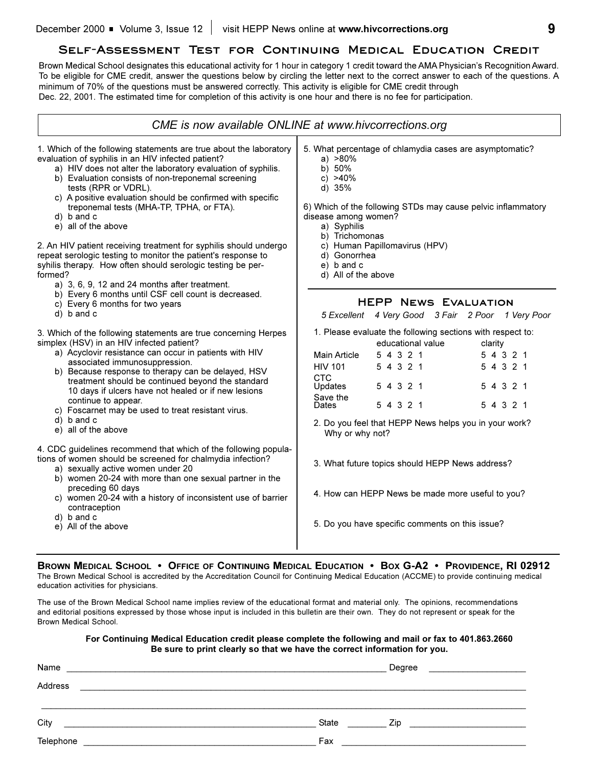## Self-Assessment Test for Continuing Medical Education Credit

Brown Medical School designates this educational activity for 1 hour in category 1 credit toward the AMA Physician's Recognition Award. To be eligible for CME credit, answer the questions below by circling the letter next to the correct answer to each of the questions. A minimum of 70% of the questions must be answered correctly. This activity is eligible for CME credit through Dec. 22, 2001. The estimated time for completion of this activity is one hour and there is no fee for participation.

*CME is now available ONLINE at www.hivcorrections.org*

1. Which of the following statements are true about the laboratory evaluation of syphilis in an HIV infected patient?
   a) HIV does not alter the laboratory evaluation of syphilis.
   b) Evaluation consists of non-treponemal screening tests (RPR or VDRL).
   c) A positive evaluation should be confirmed with specific treponemal tests (MHA-TP, TPHA, or FTA).
   d) b and c
   e) all of the above

2. An HIV patient receiving treatment for syphilis should undergo repeat serologic testing to monitor the patient's response to syhilis therapy. How often should serologic testing be performed?
   a) 3, 6, 9, 12 and 24 months after treatment.
   b) Every 6 months until CSF cell count is decreased.
   c) Every 6 months for two years
   d) b and c

3. Which of the following statements are true concerning Herpes simplex (HSV) in an HIV infected patient?
   a) Acyclovir resistance can occur in patients with HIV associated immunosuppression.
   b) Because response to therapy can be delayed, HSV treatment should be continued beyond the standard 10 days if ulcers have not healed or if new lesions continue to appear.
   c) Foscarnet may be used to treat resistant virus.
   d) b and c
   e) all of the above

4. CDC guidelines recommend that which of the following populations of women should be screened for chalmydia infection?
   a) sexually active women under 20
   b) women 20-24 with more than one sexual partner in the preceding 60 days
   c) women 20-24 with a history of inconsistent use of barrier contraception
   d) b and c
   e) All of the above

5. What percentage of chlamydia cases are asymptomatic?
   a) >80%
   b) 50%
   c) >40%
   d) 35%

6) Which of the following STDs may cause pelvic inflammatory disease among women?
   a) Syphilis
   b) Trichomonas
   c) Human Papillomavirus (HPV)
   d) Gonorrhea
   e) b and c
   d) All of the above

### HEPP News Evaluation

*5 Excellent 4 Very Good 3 Fair 2 Poor 1 Very Poor*

1. Please evaluate the following sections with respect to:

| | educational value | clarity |
|---|---|---|
| Main Article | 5 4 3 2 1 | 5 4 3 2 1 |
| HIV 101 | 5 4 3 2 1 | 5 4 3 2 1 |
| CTC Updates | 5 4 3 2 1 | 5 4 3 2 1 |
| Save the Dates | 5 4 3 2 1 | 5 4 3 2 1 |

2. Do you feel that HEPP News helps you in your work? Why or why not?

3. What future topics should HEPP News address?

4. How can HEPP News be made more useful to you?

5. Do you have specific comments on this issue?

**Brown Medical School • Office of Continuing Medical Education • Box G-A2 • Providence, RI 02912**

The Brown Medical School is accredited by the Accreditation Council for Continuing Medical Education (ACCME) to provide continuing medical education activities for physicians.

The use of the Brown Medical School name implies review of the educational format and material only. The opinions, recommendations and editorial positions expressed by those whose input is included in this bulletin are their own. They do not represent or speak for the Brown Medical School.

**For Continuing Medical Education credit please complete the following and mail or fax to 401.863.2660**
**Be sure to print clearly so that we have the correct information for you.**

Name ______________________________ Degree ____________

Address ______________________________

______________________________

City ____________________ State ________ Zip ____________

Telephone ____________________ Fax ____________________